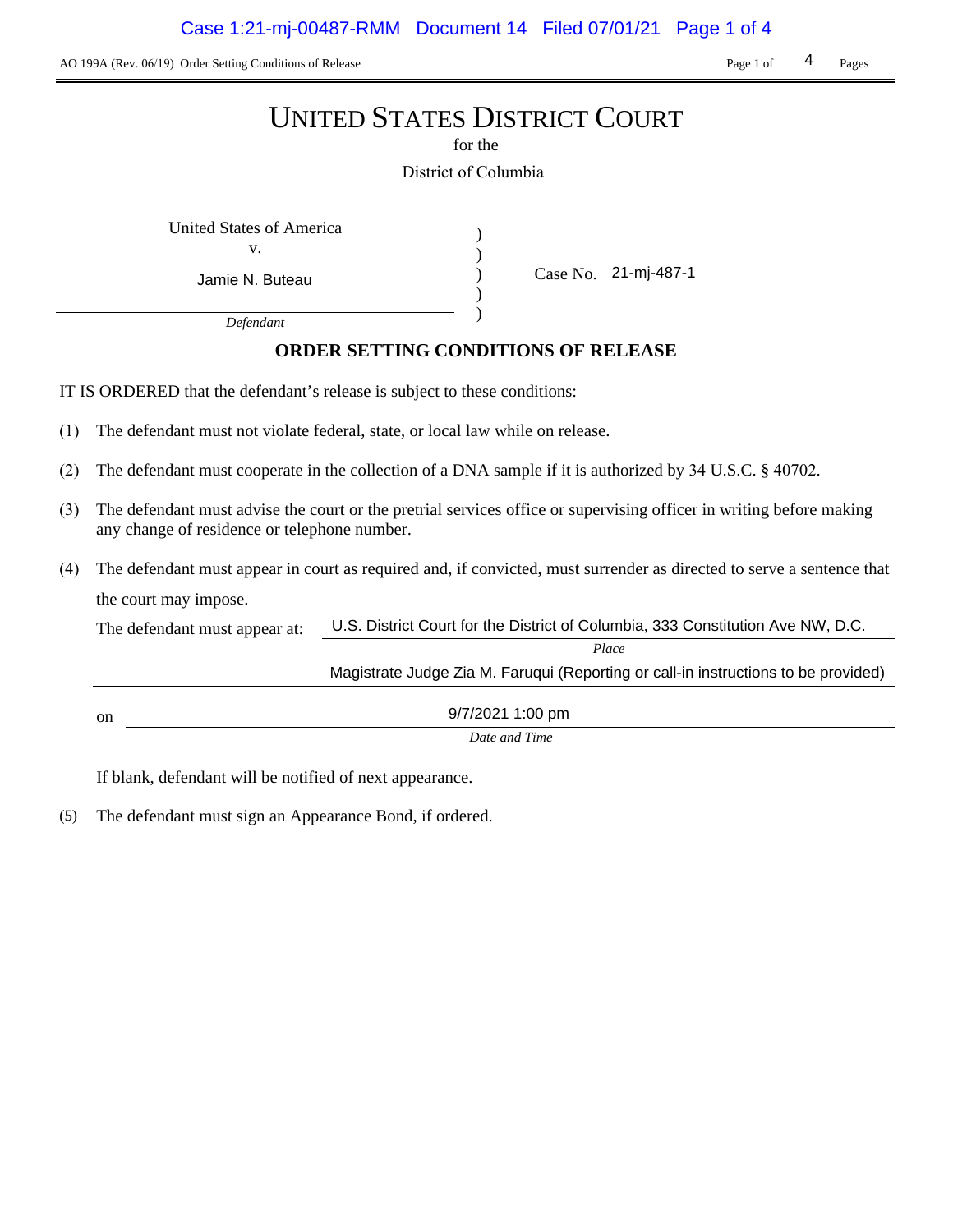AO 199A (Rev. 06/19) Order Setting Conditions of Release

# UNITED STATES DISTRICT COURT

for the

District of Columbia

United States of America
v.
Jamie N. Buteau
*Defendant*

Case No. 21-mj-487-1

## ORDER SETTING CONDITIONS OF RELEASE

IT IS ORDERED that the defendant's release is subject to these conditions:

(1) The defendant must not violate federal, state, or local law while on release.

(2) The defendant must cooperate in the collection of a DNA sample if it is authorized by 34 U.S.C. § 40702.

(3) The defendant must advise the court or the pretrial services office or supervising officer in writing before making any change of residence or telephone number.

(4) The defendant must appear in court as required and, if convicted, must surrender as directed to serve a sentence that the court may impose.

The defendant must appear at: U.S. District Court for the District of Columbia, 333 Constitution Ave NW, D.C.
*Place*
Magistrate Judge Zia M. Faruqui (Reporting or call-in instructions to be provided)

on 9/7/2021 1:00 pm
*Date and Time*

If blank, defendant will be notified of next appearance.

(5) The defendant must sign an Appearance Bond, if ordered.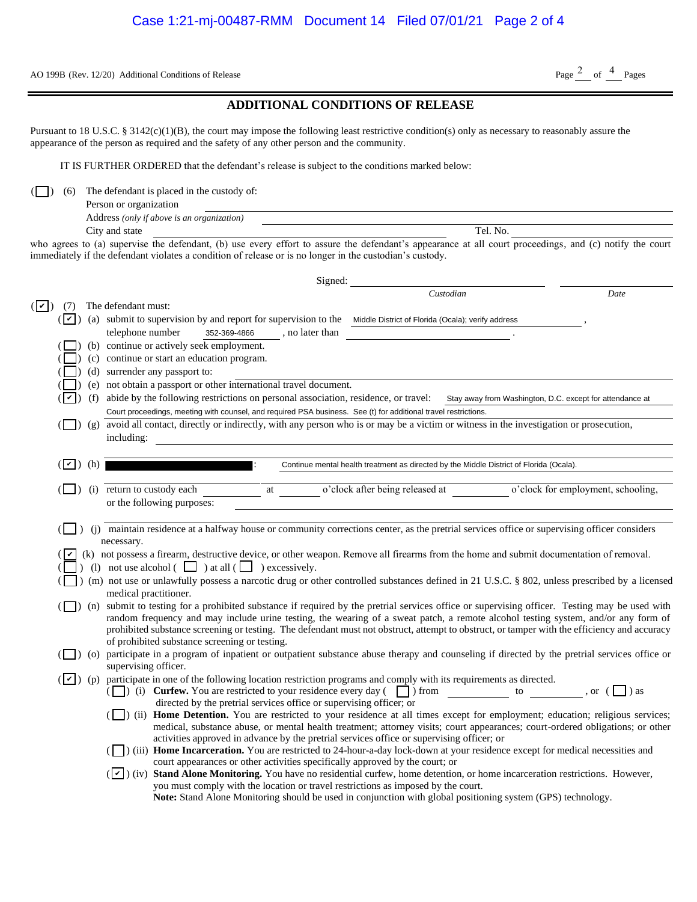AO 199B (Rev. 12/20) Additional Conditions of Release

## ADDITIONAL CONDITIONS OF RELEASE

Pursuant to 18 U.S.C. § 3142(c)(1)(B), the court may impose the following least restrictive condition(s) only as necessary to reasonably assure the appearance of the person as required and the safety of any other person and the community.

IT IS FURTHER ORDERED that the defendant's release is subject to the conditions marked below:

( ☐ ) (6) The defendant is placed in the custody of:
Person or organization ______________________
Address *(only if above is an organization)* ______________________
City and state ______________________ Tel. No. ______________________

who agrees to (a) supervise the defendant, (b) use every effort to assure the defendant's appearance at all court proceedings, and (c) notify the court immediately if the defendant violates a condition of release or is no longer in the custodian's custody.

Signed: ______________________ ______________________
*Custodian* *Date*

( ✔ ) (7) The defendant must:

- ( ✔ ) (a) submit to supervision by and report for supervision to the Middle District of Florida (Ocala); verify address, telephone number 352-369-4866, no later than ______________________.
- ( ☐ ) (b) continue or actively seek employment.
- ( ☐ ) (c) continue or start an education program.
- ( ☐ ) (d) surrender any passport to: ______________________
- ( ☐ ) (e) not obtain a passport or other international travel document.
- ( ✔ ) (f) abide by the following restrictions on personal association, residence, or travel: Stay away from Washington, D.C. except for attendance at Court proceedings, meeting with counsel, and required PSA business. See (t) for additional travel restrictions.
- ( ☐ ) (g) avoid all contact, directly or indirectly, with any person who is or may be a victim or witness in the investigation or prosecution, including: ______________________
- ( ✔ ) (h) [REDACTED]: Continue mental health treatment as directed by the Middle District of Florida (Ocala).
- ( ☐ ) (i) return to custody each ________ at ________ o'clock after being released at ________ o'clock for employment, schooling, or the following purposes: ______________________
- ( ☐ ) (j) maintain residence at a halfway house or community corrections center, as the pretrial services office or supervising officer considers necessary.
- ( ✔ ) (k) not possess a firearm, destructive device, or other weapon. Remove all firearms from the home and submit documentation of removal.
- ( ☐ ) (l) not use alcohol ( ☐ ) at all ( ☐ ) excessively.
- ( ☐ ) (m) not use or unlawfully possess a narcotic drug or other controlled substances defined in 21 U.S.C. § 802, unless prescribed by a licensed medical practitioner.
- ( ☐ ) (n) submit to testing for a prohibited substance if required by the pretrial services office or supervising officer. Testing may be used with random frequency and may include urine testing, the wearing of a sweat patch, a remote alcohol testing system, and/or any form of prohibited substance screening or testing. The defendant must not obstruct, attempt to obstruct, or tamper with the efficiency and accuracy of prohibited substance screening or testing.
- ( ☐ ) (o) participate in a program of inpatient or outpatient substance abuse therapy and counseling if directed by the pretrial services office or supervising officer.
- ( ✔ ) (p) participate in one of the following location restriction programs and comply with its requirements as directed.
  - ( ☐ ) (i) **Curfew.** You are restricted to your residence every day ( ☐ ) from ________ to ________, or ( ☐ ) as directed by the pretrial services office or supervising officer; or
  - ( ☐ ) (ii) **Home Detention.** You are restricted to your residence at all times except for employment; education; religious services; medical, substance abuse, or mental health treatment; attorney visits; court appearances; court-ordered obligations; or other activities approved in advance by the pretrial services office or supervising officer; or
  - ( ☐ ) (iii) **Home Incarceration.** You are restricted to 24-hour-a-day lock-down at your residence except for medical necessities and court appearances or other activities specifically approved by the court; or
  - ( ✔ ) (iv) **Stand Alone Monitoring.** You have no residential curfew, home detention, or home incarceration restrictions. However, you must comply with the location or travel restrictions as imposed by the court.
    **Note:** Stand Alone Monitoring should be used in conjunction with global positioning system (GPS) technology.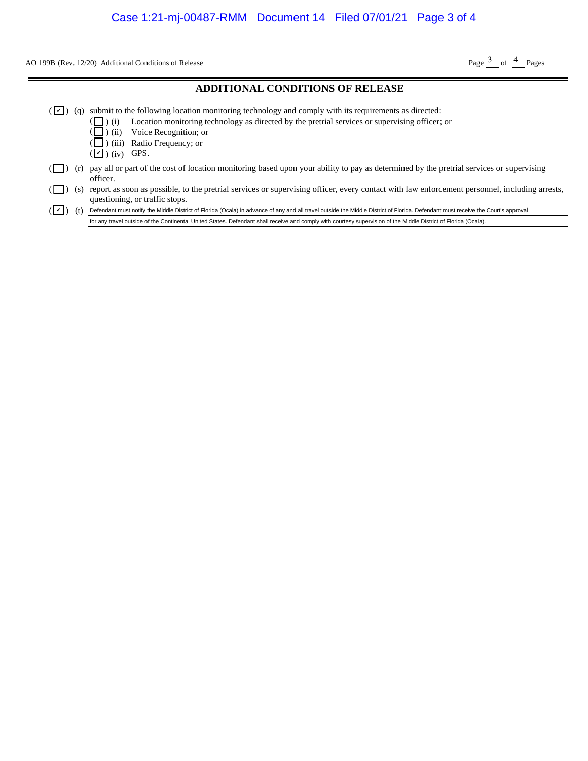AO 199B (Rev. 12/20) Additional Conditions of Release

## ADDITIONAL CONDITIONS OF RELEASE

( ✔ ) (q) submit to the following location monitoring technology and comply with its requirements as directed:

- (   ) (i) Location monitoring technology as directed by the pretrial services or supervising officer; or
- (   ) (ii) Voice Recognition; or
- (   ) (iii) Radio Frequency; or
- ( ✔ ) (iv) GPS.

(   ) (r) pay all or part of the cost of location monitoring based upon your ability to pay as determined by the pretrial services or supervising officer.

(   ) (s) report as soon as possible, to the pretrial services or supervising officer, every contact with law enforcement personnel, including arrests, questioning, or traffic stops.

( ✔ ) (t) Defendant must notify the Middle District of Florida (Ocala) in advance of any and all travel outside the Middle District of Florida. Defendant must receive the Court's approval for any travel outside of the Continental United States. Defendant shall receive and comply with courtesy supervision of the Middle District of Florida (Ocala).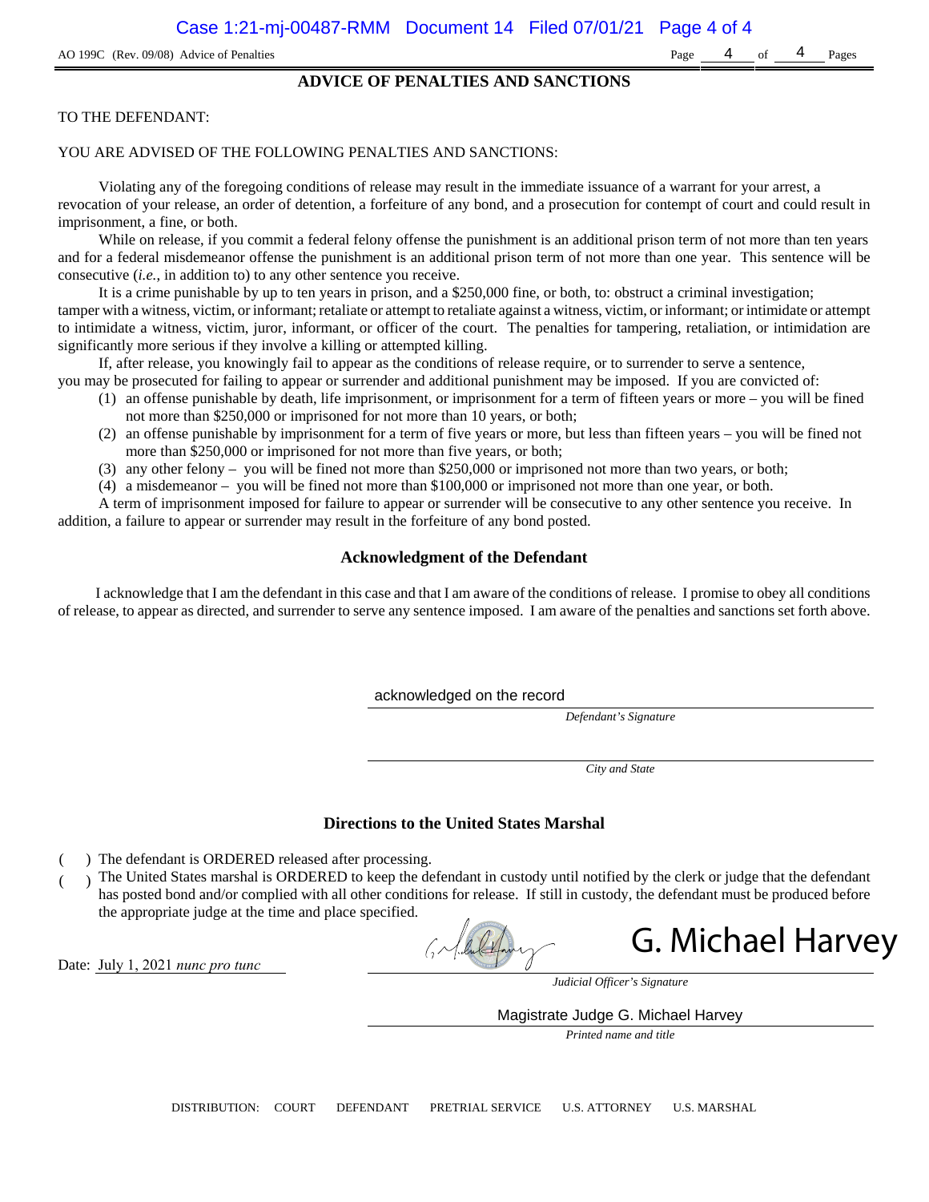AO 199C (Rev. 09/08) Advice of Penalties

## ADVICE OF PENALTIES AND SANCTIONS

TO THE DEFENDANT:

YOU ARE ADVISED OF THE FOLLOWING PENALTIES AND SANCTIONS:

Violating any of the foregoing conditions of release may result in the immediate issuance of a warrant for your arrest, a revocation of your release, an order of detention, a forfeiture of any bond, and a prosecution for contempt of court and could result in imprisonment, a fine, or both.

While on release, if you commit a federal felony offense the punishment is an additional prison term of not more than ten years and for a federal misdemeanor offense the punishment is an additional prison term of not more than one year. This sentence will be consecutive (*i.e.*, in addition to) to any other sentence you receive.

It is a crime punishable by up to ten years in prison, and a $250,000 fine, or both, to: obstruct a criminal investigation; tamper with a witness, victim, or informant; retaliate or attempt to retaliate against a witness, victim, or informant; or intimidate or attempt to intimidate a witness, victim, juror, informant, or officer of the court. The penalties for tampering, retaliation, or intimidation are significantly more serious if they involve a killing or attempted killing.

If, after release, you knowingly fail to appear as the conditions of release require, or to surrender to serve a sentence, you may be prosecuted for failing to appear or surrender and additional punishment may be imposed. If you are convicted of:

(1) an offense punishable by death, life imprisonment, or imprisonment for a term of fifteen years or more – you will be fined not more than $250,000 or imprisoned for not more than 10 years, or both;
(2) an offense punishable by imprisonment for a term of five years or more, but less than fifteen years – you will be fined not more than $250,000 or imprisoned for not more than five years, or both;
(3) any other felony – you will be fined not more than $250,000 or imprisoned not more than two years, or both;
(4) a misdemeanor – you will be fined not more than $100,000 or imprisoned not more than one year, or both.

A term of imprisonment imposed for failure to appear or surrender will be consecutive to any other sentence you receive. In addition, a failure to appear or surrender may result in the forfeiture of any bond posted.

### Acknowledgment of the Defendant

I acknowledge that I am the defendant in this case and that I am aware of the conditions of release. I promise to obey all conditions of release, to appear as directed, and surrender to serve any sentence imposed. I am aware of the penalties and sanctions set forth above.

acknowledged on the record
*Defendant's Signature*

*City and State*

### Directions to the United States Marshal

( ) The defendant is ORDERED released after processing.
( ) The United States marshal is ORDERED to keep the defendant in custody until notified by the clerk or judge that the defendant has posted bond and/or complied with all other conditions for release. If still in custody, the defendant must be produced before the appropriate judge at the time and place specified.

Date: July 1, 2021 *nunc pro tunc*

G. Michael Harvey
*Judicial Officer's Signature*

Magistrate Judge G. Michael Harvey
*Printed name and title*

DISTRIBUTION: COURT DEFENDANT PRETRIAL SERVICE U.S. ATTORNEY U.S. MARSHAL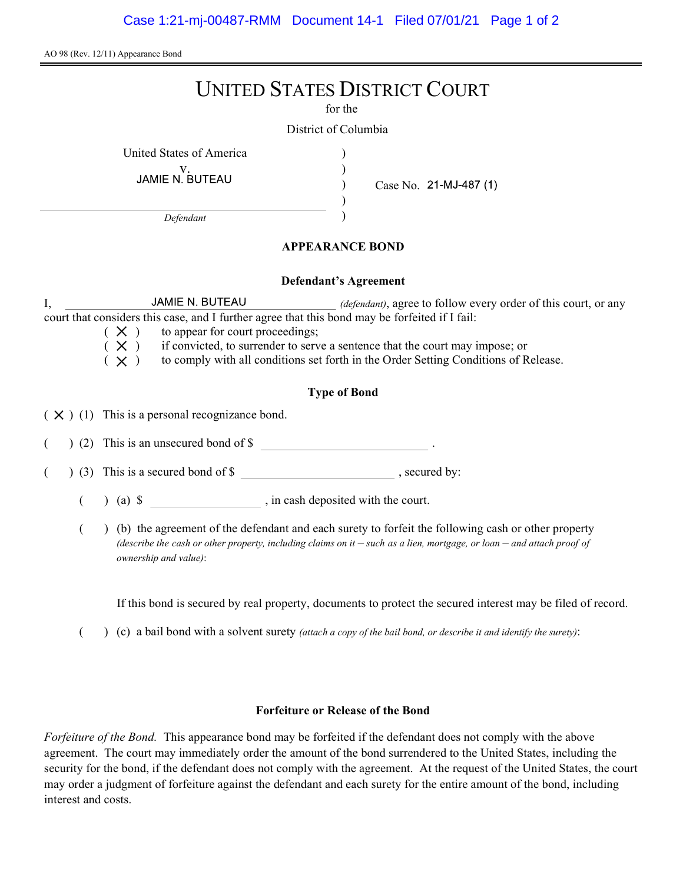AO 98 (Rev. 12/11) Appearance Bond

# UNITED STATES DISTRICT COURT

for the

District of Columbia

United States of America
v.
JAMIE N. BUTEAU
*Defendant*

Case No. 21-MJ-487 (1)

## APPEARANCE BOND

### Defendant's Agreement

I, JAMIE N. BUTEAU *(defendant)*, agree to follow every order of this court, or any court that considers this case, and I further agree that this bond may be forfeited if I fail:

( X ) to appear for court proceedings;
( X ) if convicted, to surrender to serve a sentence that the court may impose; or
( X ) to comply with all conditions set forth in the Order Setting Conditions of Release.

### Type of Bond

( X ) (1) This is a personal recognizance bond.

(   ) (2) This is an unsecured bond of $ ____________ .

(   ) (3) This is a secured bond of $ ____________ , secured by:

(   ) (a) $ ____________ , in cash deposited with the court.

(   ) (b) the agreement of the defendant and each surety to forfeit the following cash or other property *(describe the cash or other property, including claims on it – such as a lien, mortgage, or loan – and attach proof of ownership and value)*:

If this bond is secured by real property, documents to protect the secured interest may be filed of record.

(   ) (c) a bail bond with a solvent surety *(attach a copy of the bail bond, or describe it and identify the surety)*:

### Forfeiture or Release of the Bond

*Forfeiture of the Bond.* This appearance bond may be forfeited if the defendant does not comply with the above agreement. The court may immediately order the amount of the bond surrendered to the United States, including the security for the bond, if the defendant does not comply with the agreement. At the request of the United States, the court may order a judgment of forfeiture against the defendant and each surety for the entire amount of the bond, including interest and costs.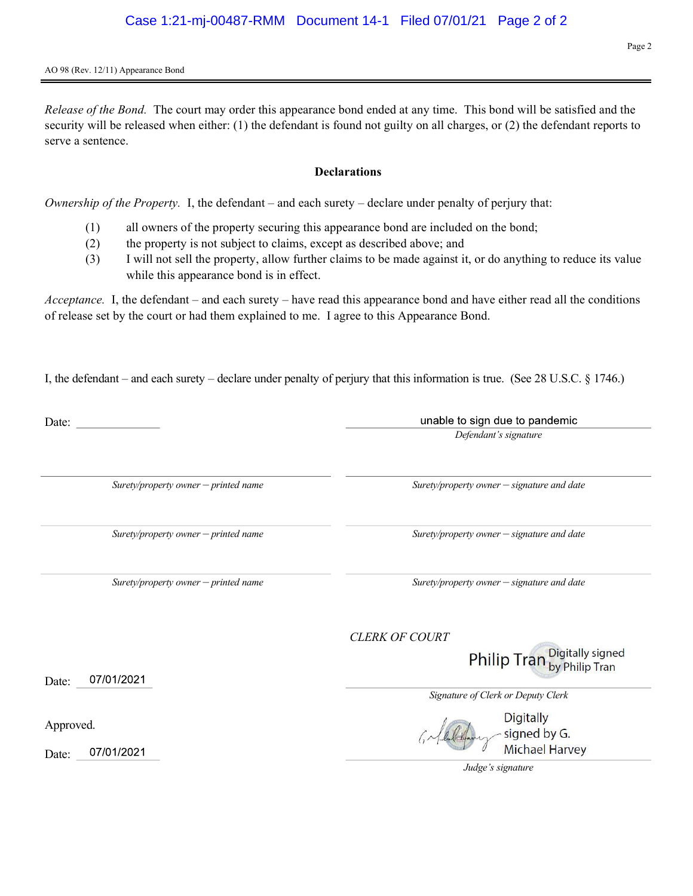AO 98 (Rev. 12/11) Appearance Bond

*Release of the Bond.* The court may order this appearance bond ended at any time. This bond will be satisfied and the security will be released when either: (1) the defendant is found not guilty on all charges, or (2) the defendant reports to serve a sentence.

**Declarations**

*Ownership of the Property.* I, the defendant – and each surety – declare under penalty of perjury that:

(1) all owners of the property securing this appearance bond are included on the bond;
(2) the property is not subject to claims, except as described above; and
(3) I will not sell the property, allow further claims to be made against it, or do anything to reduce its value while this appearance bond is in effect.

*Acceptance.* I, the defendant – and each surety – have read this appearance bond and have either read all the conditions of release set by the court or had them explained to me. I agree to this Appearance Bond.

I, the defendant – and each surety – declare under penalty of perjury that this information is true. (See 28 U.S.C. § 1746.)

Date: ______________

unable to sign due to pandemic
*Defendant's signature*

*Surety/property owner – printed name* | *Surety/property owner – signature and date*

*Surety/property owner – printed name* | *Surety/property owner – signature and date*

*Surety/property owner – printed name* | *Surety/property owner – signature and date*

*CLERK OF COURT*

Date: 07/01/2021

Philip Tran Digitally signed by Philip Tran
*Signature of Clerk or Deputy Clerk*

Approved.

Date: 07/01/2021

Digitally signed by G. Michael Harvey
*Judge's signature*